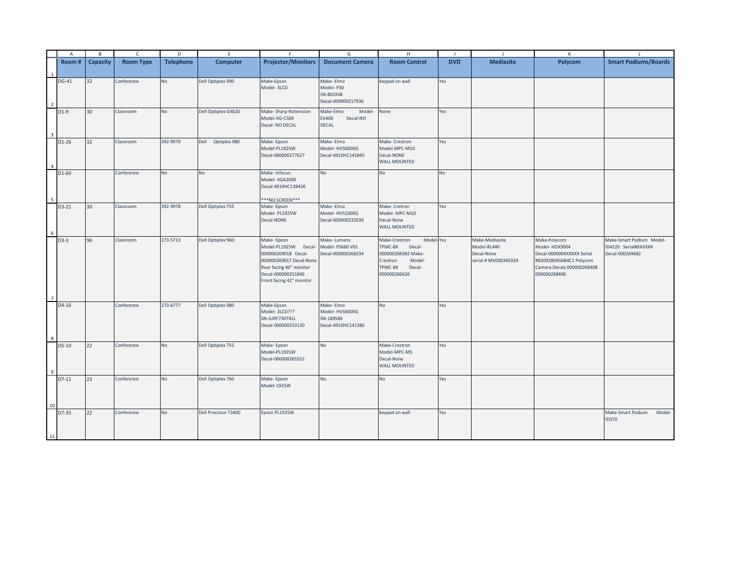| Room # | Capacity | Room Type | Telephone | Computer | Projector/Monitors | Document Camera | Room Control | DVD | Mediasite | Polycom | Smart Podiums/Boards |
|---|---|---|---|---|---|---|---|---|---|---|---|
| DG-41 | 32 | Conference | No | Dell Optiplex 990 | Make-Epson Model- 3LCD | Make- Elmo Model- P30 SN-801938 Decal-000000217936 | keypad on wall | Yes | | | |
| D1-9 | 30 | Classroom | No | Dell Optiplex GX620 | Make- Sharp Notevision Model-XG-C50X Decal- NO DECAL | Make-Elmo Model- EV400 Decal-NO DECAL | None | Yes | | | |
| D1-26 | 32 | Classroom | 392-9979 | Dell Optiplex 980 | Make- Epson Model-PL1925W Decal-000000277627 | Make- Elmo Model- HV5000XG Decal-4910HC141845 | Make- Crestron Model-MPC-M10 Decal-NONE WALL MOUNTED | Yes | | | |
| D1-60 | | Conference | No | No | Make- Infocus Model- XGA2000 Decal-4910HC138426 ***NO SCREEN*** | No | No | No | | | |
| D3-21 | 30 | Classroom | 392-9978 | Dell Optiplex 755 | Make- Epson Model- PL1925W Decal-NONE | Make- Elmo Model- HV5100XG Decal-000000232039 | Make- Cretron Model- MPC-M10 Decal-None WALL MOUNTED | Yes | | | |
| D3-3 | 96 | Classroom | 273-5713 | Dell Optiplex 960 | Make- Epson Model-PL1925W Decal-000000269018 Decal-000000269017 Decal-None Rear facing 40" monitor Decal-000000251846 Front facing 42" monitor | Make- Lumens Model- PS660 V01 Decal-000000268234 | Make-Crestron Model-TPMC-8X Decal-000000269382 Make-Crestron Model-TPMC-8X Decal-000000266626 | Yes | Make-Mediasite Model-RL440 Decal-None serial # MV000340324 | Make-Polycom Model- HDX9004 Decal-000000XXXXXX Serial #8209280A56B4C1 Polycom Camera Decals 000000268408 000000268406 | Make-Smart Podium Model-ID4220 Serial#XXXXXX Decal-000269682 |
| D4-16 | | Conference | 273-6777 | Dell Optiplex 980 | Make-Epson Model- 3LCD??? SN-JURF730741L Decal-000000253130 | Make- Elmo Model- HV5000XG SN-189586 Decal-4910HC141386 | No | Yes | | | |
| D5-10 | 22 | Conference | No | Dell Optiplex 755 | Make- Epson Model-PL1925W Decal-000000265552 | No | Make-Crestron Model-MPC-M5 Decal-None WALL MOUNTED | Yes | | | |
| D7-11 | 23 | Conference | No | Dell Optiplex 760 | Make- Epson Model-1925W | No | No | Yes | | | |
| D7-35 | 22 | Conference | No | Dell Precision T3400 | Epson PL1925W | | keypad on wall | Yes | | | Make-Smart Podium Model-ID370 |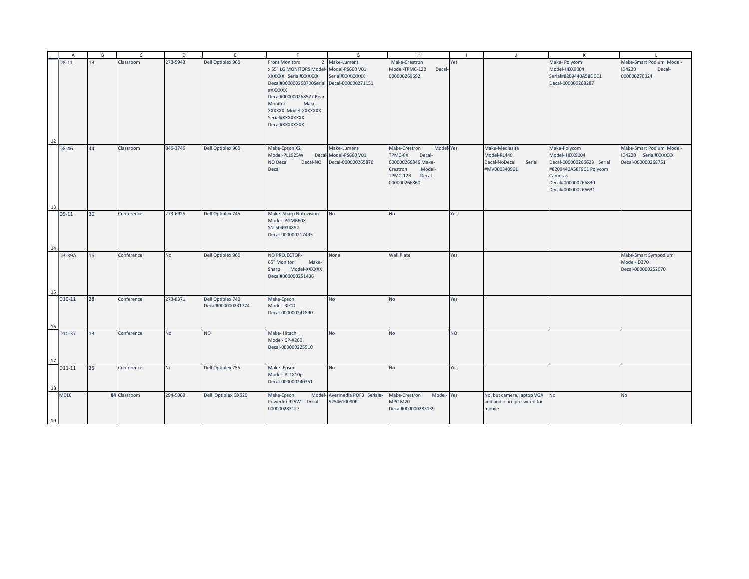| | A | B | C | D | E | F | G | H | I | J | K | L |
|---|---|---|---|---|---|---|---|---|---|---|---|---|
| 12 | D8-11 | 13 | Classroom | 273-5943 | Dell Optiplex 960 | Front Monitors 2 x 55" LG MONITORS Model-XXXXXX Serial#XXXXXX Decal#000000268700Serial #XXXXXX Decal#000000268527 Rear Monitor Make-XXXXXX Model-XXXXXXX Serial#XXXXXXXX Decal#XXXXXXXX | Make-Lumens Model-PS660 V01 Serial#XXXXXXXX Decal-000000271151 | Make-Crestron Model-TPMC-12B Decal-000000269692 | Yes | | Make- Polycom Model-HDX9004 Serial#8209440A58DCC1 Decal-000000268287 | Make-Smart Podium Model-ID4220 Decal-000000270024 |
| 13 | D8-46 | 44 | Classroom | 846-3746 | Dell Optiplex 960 | Make-Epson X2 Model-PL1925W Decal-NO Decal Decal-NO Decal | Make-Lumens Model-PS660 V01 Decal-000000265876 | Make-Crestron Model-TPMC-8X Decal-000000266846 Make-Crestron Model-TPMC-12B Decal-000000266860 | Yes | Make-Mediasite Model-RL440 Decal-NoDecal Serial #MV000340961 | Make-Polycom Model- HDX9004 Decal-000000266623 Serial #8209440A58F9C1 Polycom Cameras Decal#000000266830 Decal#000000266631 | Make-Smart Podium Model-ID4220 Serial#XXXXXX Decal-000000268751 |
| 14 | D9-11 | 30 | Conference | 273-6925 | Dell Optiplex 745 | Make- Sharp Notevision Model- PGMB60X SN-504914852 Decal-000000217495 | No | No | Yes | | | |
| 15 | D3-39A | 15 | Conference | No | Dell Optiplex 960 | NO PROJECTOR- 65" Monitor Make-Sharp Model-XXXXXX Decal#000000251436 | None | Wall Plate | Yes | | | Make-Smart Sympodium Model-ID370 Decal-000000252070 |
| 16 | D10-11 | 28 | Conference | 273-8371 | Dell Optiplex 740 Decal#000000231774 | Make-Epson Model- 3LCD Decal-000000241890 | No | No | Yes | | | |
| 17 | D10-37 | 13 | Conference | No | NO | Make- Hitachi Model- CP-X260 Decal-000000225510 | No | No | NO | | | |
| 18 | D11-11 | 35 | Conference | No | Dell Optiplex 755 | Make- Epson Model- PL1810p Decal-000000240351 | No | No | Yes | | | |
| 19 | MDL6 | **84** | Classroom | 294-5069 | Dell Optiplex GX620 | Make-Epson Model-Powerlite925W Decal-000000283127 | Avermedia POF3 Serial#-5254610080P | Make-Crestron Model-MPC M20 Decal#000000283139 | Yes | No, but camera, laptop VGA and audio are pre-wired for mobile | No | No |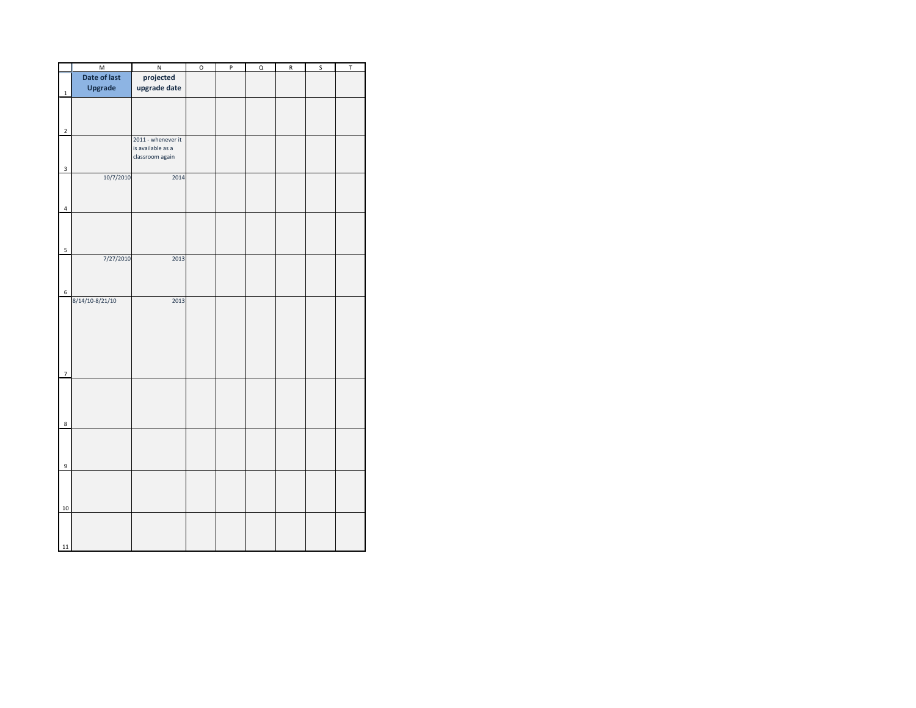| Date of last Upgrade | projected upgrade date | | | | | | |
|---|---|---|---|---|---|---|---|
| | | | | | | | |
| | 2011 - whenever it is available as a classroom again | | | | | | |
| 10/7/2010 | 2014 | | | | | | |
| | | | | | | | |
| 7/27/2010 | 2013 | | | | | | |
| 8/14/10-8/21/10 | 2013 | | | | | | |
| | | | | | | | |
| | | | | | | | |
| | | | | | | | |
| | | | | | | | |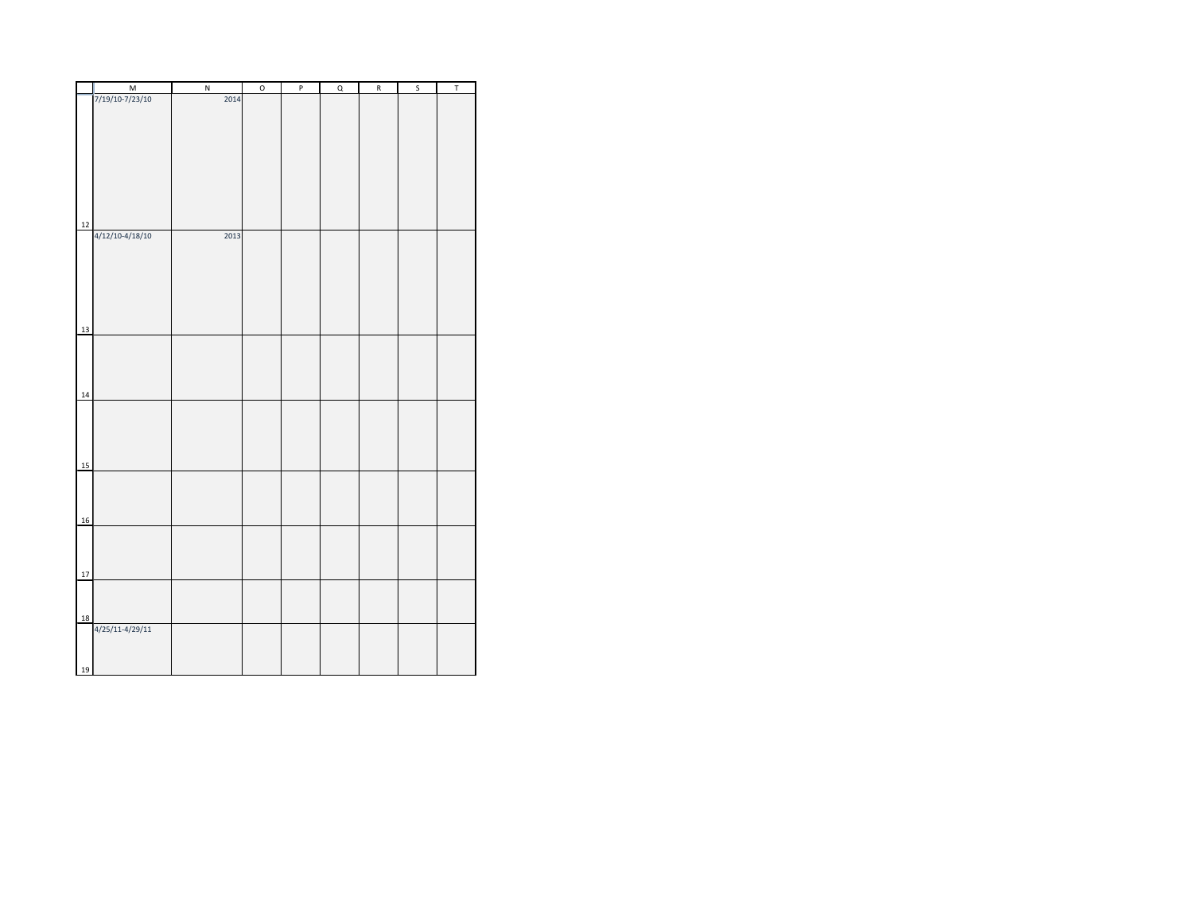| | M | N | O | P | Q | R | S | T |
|---|---|---|---|---|---|---|---|---|
| 12 | 7/19/10-7/23/10 | 2014 | | | | | | |
| 13 | 4/12/10-4/18/10 | 2013 | | | | | | |
| 14 | | | | | | | | |
| 15 | | | | | | | | |
| 16 | | | | | | | | |
| 17 | | | | | | | | |
| 18 | | | | | | | | |
| 19 | 4/25/11-4/29/11 | | | | | | | |